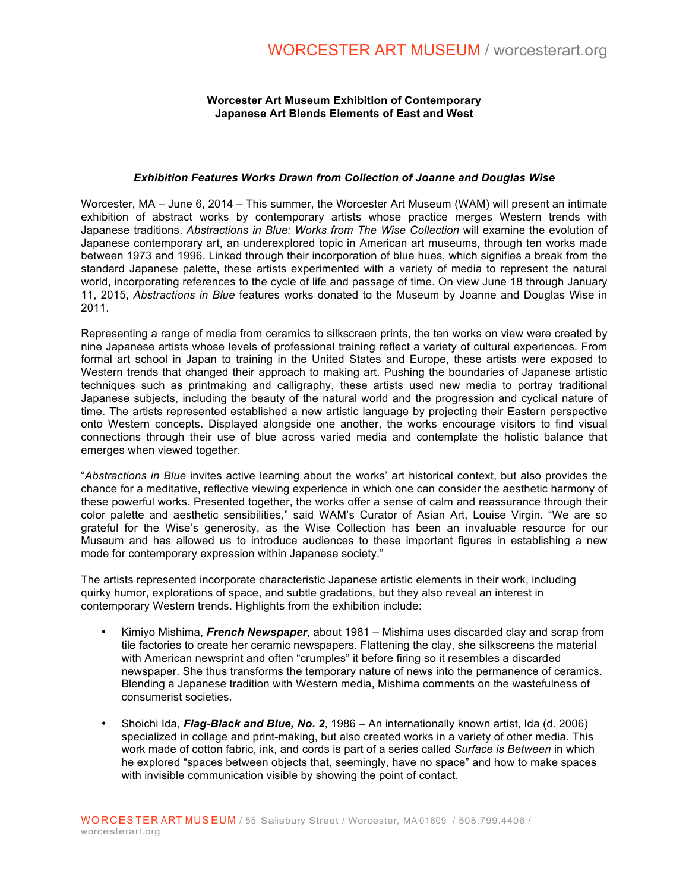**Worcester Art Museum Exhibition of Contemporary Japanese Art Blends Elements of East and West**

***Exhibition Features Works Drawn from Collection of Joanne and Douglas Wise***

Worcester, MA – June 6, 2014 – This summer, the Worcester Art Museum (WAM) will present an intimate exhibition of abstract works by contemporary artists whose practice merges Western trends with Japanese traditions. *Abstractions in Blue: Works from The Wise Collection* will examine the evolution of Japanese contemporary art, an underexplored topic in American art museums, through ten works made between 1973 and 1996. Linked through their incorporation of blue hues, which signifies a break from the standard Japanese palette, these artists experimented with a variety of media to represent the natural world, incorporating references to the cycle of life and passage of time. On view June 18 through January 11, 2015, *Abstractions in Blue* features works donated to the Museum by Joanne and Douglas Wise in 2011.

Representing a range of media from ceramics to silkscreen prints, the ten works on view were created by nine Japanese artists whose levels of professional training reflect a variety of cultural experiences. From formal art school in Japan to training in the United States and Europe, these artists were exposed to Western trends that changed their approach to making art. Pushing the boundaries of Japanese artistic techniques such as printmaking and calligraphy, these artists used new media to portray traditional Japanese subjects, including the beauty of the natural world and the progression and cyclical nature of time. The artists represented established a new artistic language by projecting their Eastern perspective onto Western concepts. Displayed alongside one another, the works encourage visitors to find visual connections through their use of blue across varied media and contemplate the holistic balance that emerges when viewed together.

"*Abstractions in Blue* invites active learning about the works' art historical context, but also provides the chance for a meditative, reflective viewing experience in which one can consider the aesthetic harmony of these powerful works. Presented together, the works offer a sense of calm and reassurance through their color palette and aesthetic sensibilities," said WAM's Curator of Asian Art, Louise Virgin. "We are so grateful for the Wise's generosity, as the Wise Collection has been an invaluable resource for our Museum and has allowed us to introduce audiences to these important figures in establishing a new mode for contemporary expression within Japanese society."

The artists represented incorporate characteristic Japanese artistic elements in their work, including quirky humor, explorations of space, and subtle gradations, but they also reveal an interest in contemporary Western trends. Highlights from the exhibition include:

- Kimiyo Mishima, ***French Newspaper***, about 1981 – Mishima uses discarded clay and scrap from tile factories to create her ceramic newspapers. Flattening the clay, she silkscreens the material with American newsprint and often "crumples" it before firing so it resembles a discarded newspaper. She thus transforms the temporary nature of news into the permanence of ceramics. Blending a Japanese tradition with Western media, Mishima comments on the wastefulness of consumerist societies.

- Shoichi Ida, ***Flag-Black and Blue, No. 2***, 1986 – An internationally known artist, Ida (d. 2006) specialized in collage and print-making, but also created works in a variety of other media. This work made of cotton fabric, ink, and cords is part of a series called *Surface is Between* in which he explored "spaces between objects that, seemingly, have no space" and how to make spaces with invisible communication visible by showing the point of contact.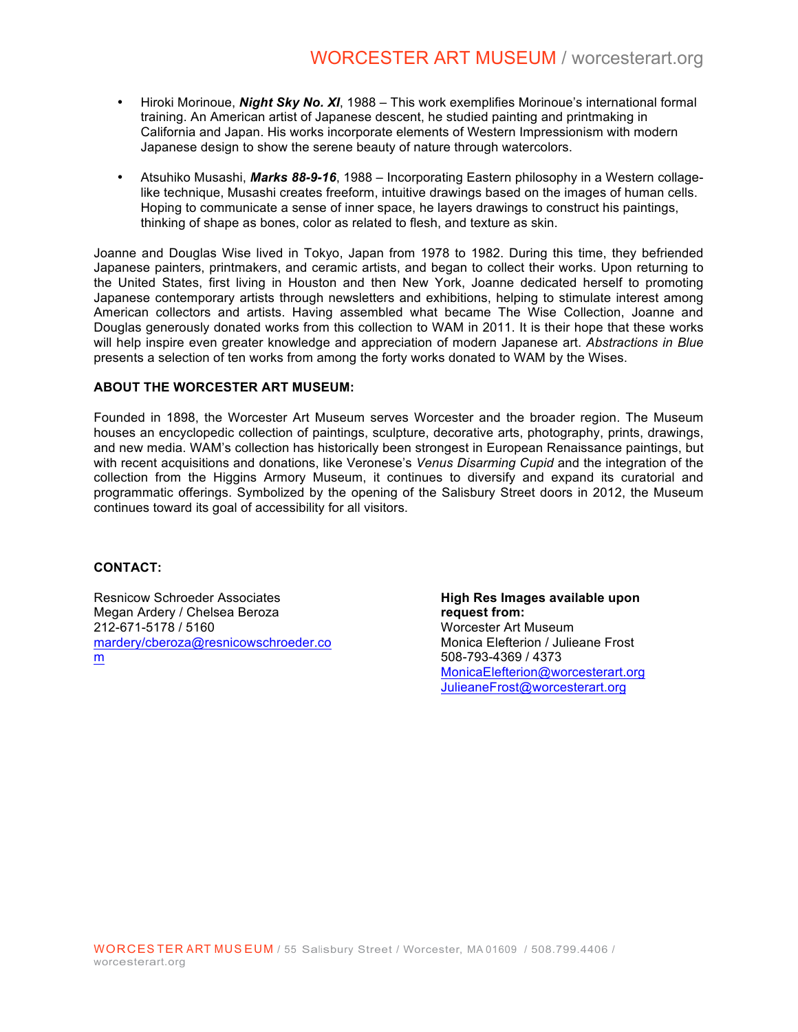- Hiroki Morinoue, ***Night Sky No. XI***, 1988 – This work exemplifies Morinoue's international formal training. An American artist of Japanese descent, he studied painting and printmaking in California and Japan. His works incorporate elements of Western Impressionism with modern Japanese design to show the serene beauty of nature through watercolors.

- Atsuhiko Musashi, ***Marks 88-9-16***, 1988 – Incorporating Eastern philosophy in a Western collage-like technique, Musashi creates freeform, intuitive drawings based on the images of human cells. Hoping to communicate a sense of inner space, he layers drawings to construct his paintings, thinking of shape as bones, color as related to flesh, and texture as skin.

Joanne and Douglas Wise lived in Tokyo, Japan from 1978 to 1982. During this time, they befriended Japanese painters, printmakers, and ceramic artists, and began to collect their works. Upon returning to the United States, first living in Houston and then New York, Joanne dedicated herself to promoting Japanese contemporary artists through newsletters and exhibitions, helping to stimulate interest among American collectors and artists. Having assembled what became The Wise Collection, Joanne and Douglas generously donated works from this collection to WAM in 2011. It is their hope that these works will help inspire even greater knowledge and appreciation of modern Japanese art. *Abstractions in Blue* presents a selection of ten works from among the forty works donated to WAM by the Wises.

**ABOUT THE WORCESTER ART MUSEUM:**

Founded in 1898, the Worcester Art Museum serves Worcester and the broader region. The Museum houses an encyclopedic collection of paintings, sculpture, decorative arts, photography, prints, drawings, and new media. WAM's collection has historically been strongest in European Renaissance paintings, but with recent acquisitions and donations, like Veronese's *Venus Disarming Cupid* and the integration of the collection from the Higgins Armory Museum, it continues to diversify and expand its curatorial and programmatic offerings. Symbolized by the opening of the Salisbury Street doors in 2012, the Museum continues toward its goal of accessibility for all visitors.

**CONTACT:**

Resnicow Schroeder Associates
Megan Ardery / Chelsea Beroza
212-671-5178 / 5160
mardery/cberoza@resnicowschroeder.com

**High Res Images available upon request from:**
Worcester Art Museum
Monica Elefterion / Julieane Frost
508-793-4369 / 4373
MonicaElefterion@worcesterart.org
JulieaneFrost@worcesterart.org